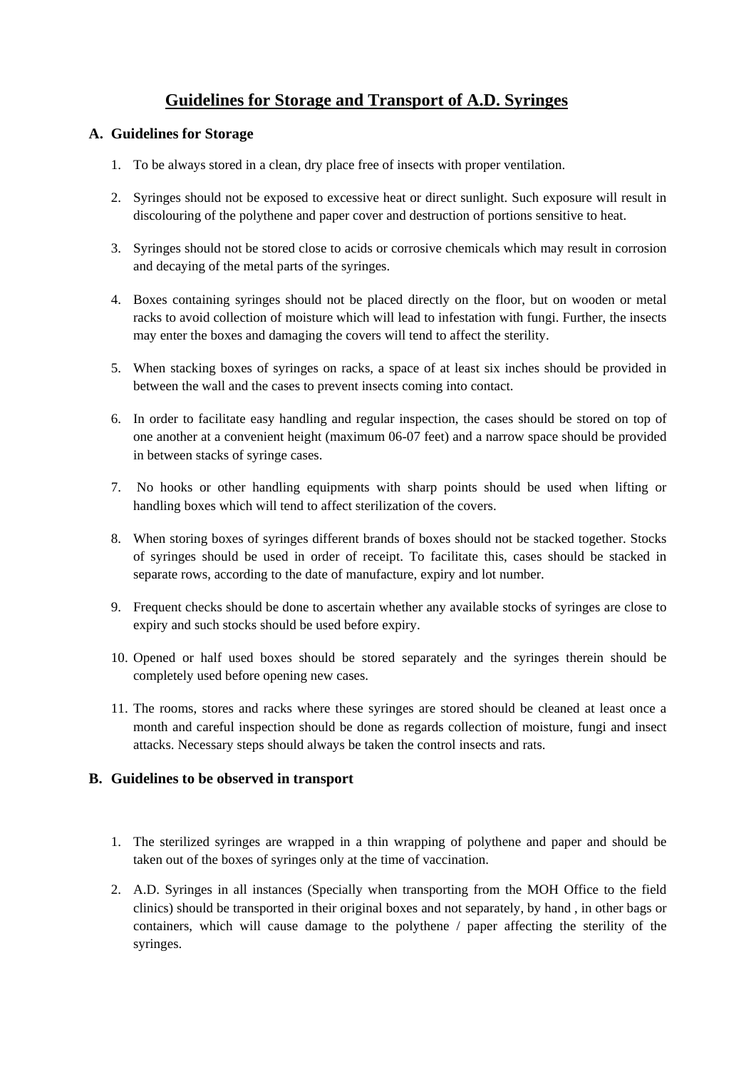# Guidelines for Storage and Transport of A.D. Syringes

## A. Guidelines for Storage

1. To be always stored in a clean, dry place free of insects with proper ventilation.

2. Syringes should not be exposed to excessive heat or direct sunlight. Such exposure will result in discolouring of the polythene and paper cover and destruction of portions sensitive to heat.

3. Syringes should not be stored close to acids or corrosive chemicals which may result in corrosion and decaying of the metal parts of the syringes.

4. Boxes containing syringes should not be placed directly on the floor, but on wooden or metal racks to avoid collection of moisture which will lead to infestation with fungi. Further, the insects may enter the boxes and damaging the covers will tend to affect the sterility.

5. When stacking boxes of syringes on racks, a space of at least six inches should be provided in between the wall and the cases to prevent insects coming into contact.

6. In order to facilitate easy handling and regular inspection, the cases should be stored on top of one another at a convenient height (maximum 06-07 feet) and a narrow space should be provided in between stacks of syringe cases.

7. No hooks or other handling equipments with sharp points should be used when lifting or handling boxes which will tend to affect sterilization of the covers.

8. When storing boxes of syringes different brands of boxes should not be stacked together. Stocks of syringes should be used in order of receipt. To facilitate this, cases should be stacked in separate rows, according to the date of manufacture, expiry and lot number.

9. Frequent checks should be done to ascertain whether any available stocks of syringes are close to expiry and such stocks should be used before expiry.

10. Opened or half used boxes should be stored separately and the syringes therein should be completely used before opening new cases.

11. The rooms, stores and racks where these syringes are stored should be cleaned at least once a month and careful inspection should be done as regards collection of moisture, fungi and insect attacks. Necessary steps should always be taken the control insects and rats.

## B. Guidelines to be observed in transport

1. The sterilized syringes are wrapped in a thin wrapping of polythene and paper and should be taken out of the boxes of syringes only at the time of vaccination.

2. A.D. Syringes in all instances (Specially when transporting from the MOH Office to the field clinics) should be transported in their original boxes and not separately, by hand , in other bags or containers, which will cause damage to the polythene / paper affecting the sterility of the syringes.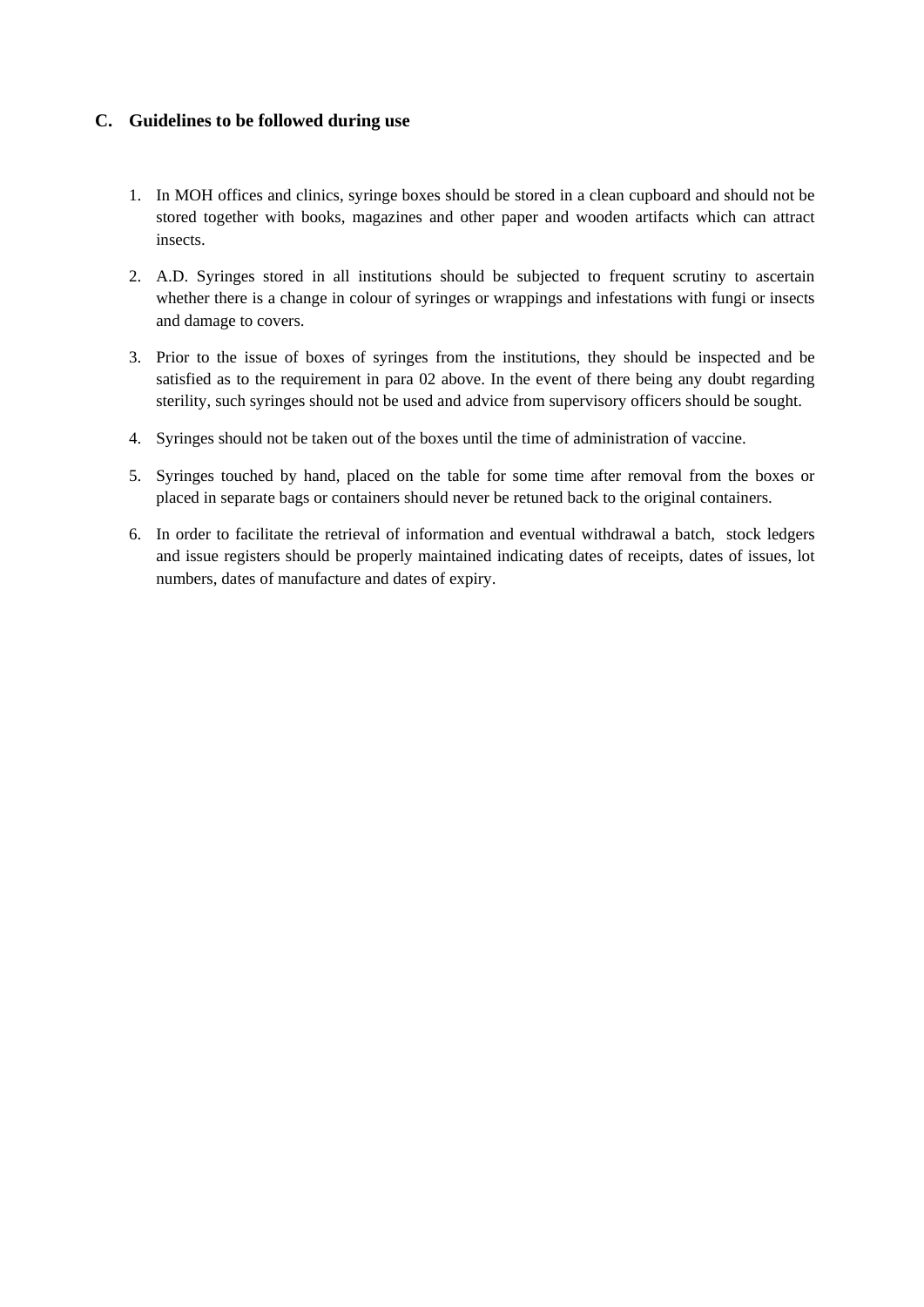## C. Guidelines to be followed during use

1. In MOH offices and clinics, syringe boxes should be stored in a clean cupboard and should not be stored together with books, magazines and other paper and wooden artifacts which can attract insects.
2. A.D. Syringes stored in all institutions should be subjected to frequent scrutiny to ascertain whether there is a change in colour of syringes or wrappings and infestations with fungi or insects and damage to covers.
3. Prior to the issue of boxes of syringes from the institutions, they should be inspected and be satisfied as to the requirement in para 02 above. In the event of there being any doubt regarding sterility, such syringes should not be used and advice from supervisory officers should be sought.
4. Syringes should not be taken out of the boxes until the time of administration of vaccine.
5. Syringes touched by hand, placed on the table for some time after removal from the boxes or placed in separate bags or containers should never be retuned back to the original containers.
6. In order to facilitate the retrieval of information and eventual withdrawal a batch, stock ledgers and issue registers should be properly maintained indicating dates of receipts, dates of issues, lot numbers, dates of manufacture and dates of expiry.